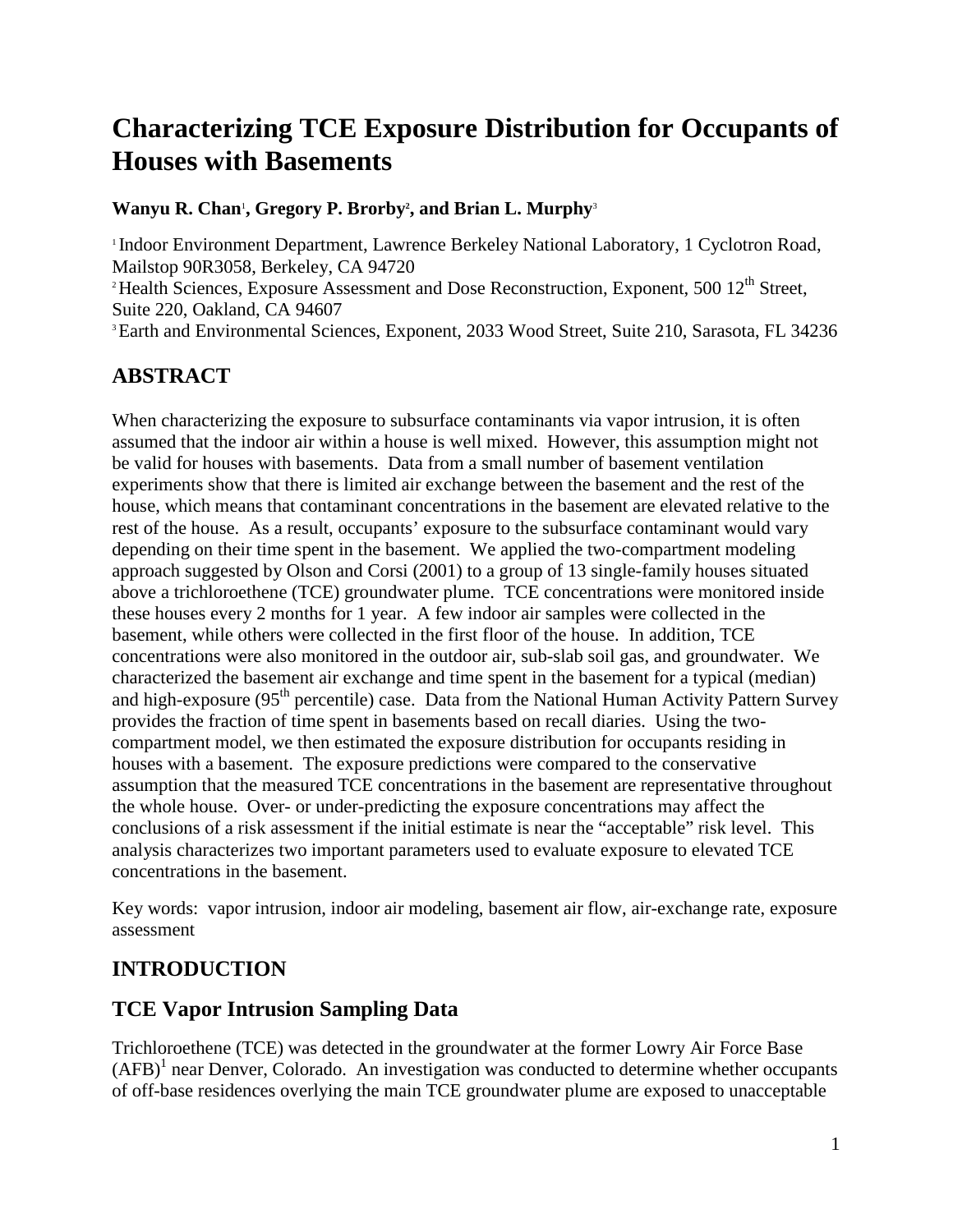# Characterizing TCE Exposure Distribution for Occupants of Houses with Basements

**Wanyu R. Chan[1], Gregory P. Brorby[2], and Brian L. Murphy[3]**

[1] Indoor Environment Department, Lawrence Berkeley National Laboratory, 1 Cyclotron Road, Mailstop 90R3058, Berkeley, CA 94720
[2] Health Sciences, Exposure Assessment and Dose Reconstruction, Exponent, 500 12th Street, Suite 220, Oakland, CA 94607
[3] Earth and Environmental Sciences, Exponent, 2033 Wood Street, Suite 210, Sarasota, FL 34236

## ABSTRACT

When characterizing the exposure to subsurface contaminants via vapor intrusion, it is often assumed that the indoor air within a house is well mixed. However, this assumption might not be valid for houses with basements. Data from a small number of basement ventilation experiments show that there is limited air exchange between the basement and the rest of the house, which means that contaminant concentrations in the basement are elevated relative to the rest of the house. As a result, occupants' exposure to the subsurface contaminant would vary depending on their time spent in the basement. We applied the two-compartment modeling approach suggested by Olson and Corsi (2001) to a group of 13 single-family houses situated above a trichloroethene (TCE) groundwater plume. TCE concentrations were monitored inside these houses every 2 months for 1 year. A few indoor air samples were collected in the basement, while others were collected in the first floor of the house. In addition, TCE concentrations were also monitored in the outdoor air, sub-slab soil gas, and groundwater. We characterized the basement air exchange and time spent in the basement for a typical (median) and high-exposure (95th percentile) case. Data from the National Human Activity Pattern Survey provides the fraction of time spent in basements based on recall diaries. Using the two-compartment model, we then estimated the exposure distribution for occupants residing in houses with a basement. The exposure predictions were compared to the conservative assumption that the measured TCE concentrations in the basement are representative throughout the whole house. Over- or under-predicting the exposure concentrations may affect the conclusions of a risk assessment if the initial estimate is near the "acceptable" risk level. This analysis characterizes two important parameters used to evaluate exposure to elevated TCE concentrations in the basement.

Key words: vapor intrusion, indoor air modeling, basement air flow, air-exchange rate, exposure assessment

## INTRODUCTION

## TCE Vapor Intrusion Sampling Data

Trichloroethene (TCE) was detected in the groundwater at the former Lowry Air Force Base (AFB)[1] near Denver, Colorado. An investigation was conducted to determine whether occupants of off-base residences overlying the main TCE groundwater plume are exposed to unacceptable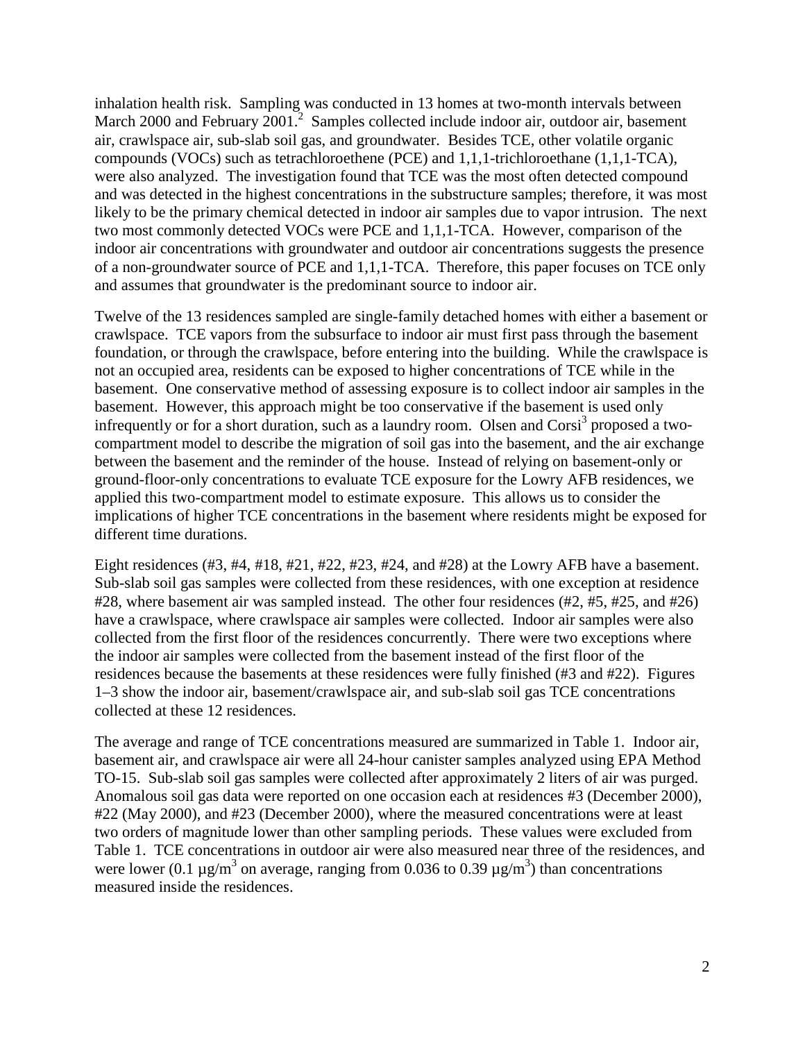inhalation health risk. Sampling was conducted in 13 homes at two-month intervals between March 2000 and February 2001.[2] Samples collected include indoor air, outdoor air, basement air, crawlspace air, sub-slab soil gas, and groundwater. Besides TCE, other volatile organic compounds (VOCs) such as tetrachloroethene (PCE) and 1,1,1-trichloroethane (1,1,1-TCA), were also analyzed. The investigation found that TCE was the most often detected compound and was detected in the highest concentrations in the substructure samples; therefore, it was most likely to be the primary chemical detected in indoor air samples due to vapor intrusion. The next two most commonly detected VOCs were PCE and 1,1,1-TCA. However, comparison of the indoor air concentrations with groundwater and outdoor air concentrations suggests the presence of a non-groundwater source of PCE and 1,1,1-TCA. Therefore, this paper focuses on TCE only and assumes that groundwater is the predominant source to indoor air.

Twelve of the 13 residences sampled are single-family detached homes with either a basement or crawlspace. TCE vapors from the subsurface to indoor air must first pass through the basement foundation, or through the crawlspace, before entering into the building. While the crawlspace is not an occupied area, residents can be exposed to higher concentrations of TCE while in the basement. One conservative method of assessing exposure is to collect indoor air samples in the basement. However, this approach might be too conservative if the basement is used only infrequently or for a short duration, such as a laundry room. Olsen and Corsi[3] proposed a two-compartment model to describe the migration of soil gas into the basement, and the air exchange between the basement and the reminder of the house. Instead of relying on basement-only or ground-floor-only concentrations to evaluate TCE exposure for the Lowry AFB residences, we applied this two-compartment model to estimate exposure. This allows us to consider the implications of higher TCE concentrations in the basement where residents might be exposed for different time durations.

Eight residences (#3, #4, #18, #21, #22, #23, #24, and #28) at the Lowry AFB have a basement. Sub-slab soil gas samples were collected from these residences, with one exception at residence #28, where basement air was sampled instead. The other four residences (#2, #5, #25, and #26) have a crawlspace, where crawlspace air samples were collected. Indoor air samples were also collected from the first floor of the residences concurrently. There were two exceptions where the indoor air samples were collected from the basement instead of the first floor of the residences because the basements at these residences were fully finished (#3 and #22). Figures 1–3 show the indoor air, basement/crawlspace air, and sub-slab soil gas TCE concentrations collected at these 12 residences.

The average and range of TCE concentrations measured are summarized in Table 1. Indoor air, basement air, and crawlspace air were all 24-hour canister samples analyzed using EPA Method TO-15. Sub-slab soil gas samples were collected after approximately 2 liters of air was purged. Anomalous soil gas data were reported on one occasion each at residences #3 (December 2000), #22 (May 2000), and #23 (December 2000), where the measured concentrations were at least two orders of magnitude lower than other sampling periods. These values were excluded from Table 1. TCE concentrations in outdoor air were also measured near three of the residences, and were lower (0.1 $\mu g/m^3$ on average, ranging from 0.036 to 0.39 $\mu g/m^3$) than concentrations measured inside the residences.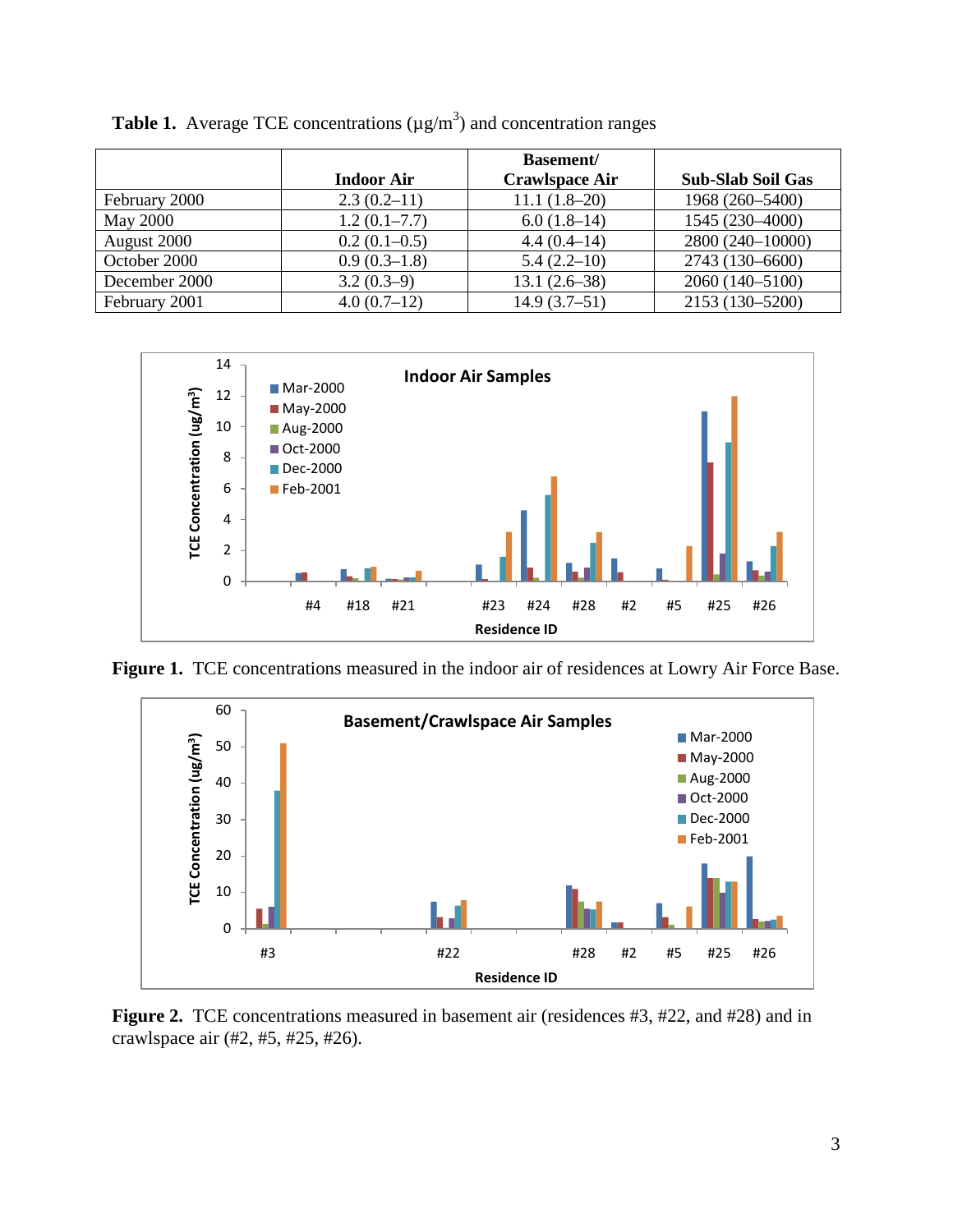**Table 1.** Average TCE concentrations ($\mu g/m^3$) and concentration ranges

| | Indoor Air | Basement/ Crawlspace Air | Sub-Slab Soil Gas |
|---|---|---|---|
| February 2000 | 2.3 (0.2–11) | 11.1 (1.8–20) | 1968 (260–5400) |
| May 2000 | 1.2 (0.1–7.7) | 6.0 (1.8–14) | 1545 (230–4000) |
| August 2000 | 0.2 (0.1–0.5) | 4.4 (0.4–14) | 2800 (240–10000) |
| October 2000 | 0.9 (0.3–1.8) | 5.4 (2.2–10) | 2743 (130–6600) |
| December 2000 | 3.2 (0.3–9) | 13.1 (2.6–38) | 2060 (140–5100) |
| February 2001 | 4.0 (0.7–12) | 14.9 (3.7–51) | 2153 (130–5200) |

**Figure 1.** TCE concentrations measured in the indoor air of residences at Lowry Air Force Base.

**Figure 2.** TCE concentrations measured in basement air (residences #3, #22, and #28) and in crawlspace air (#2, #5, #25, #26).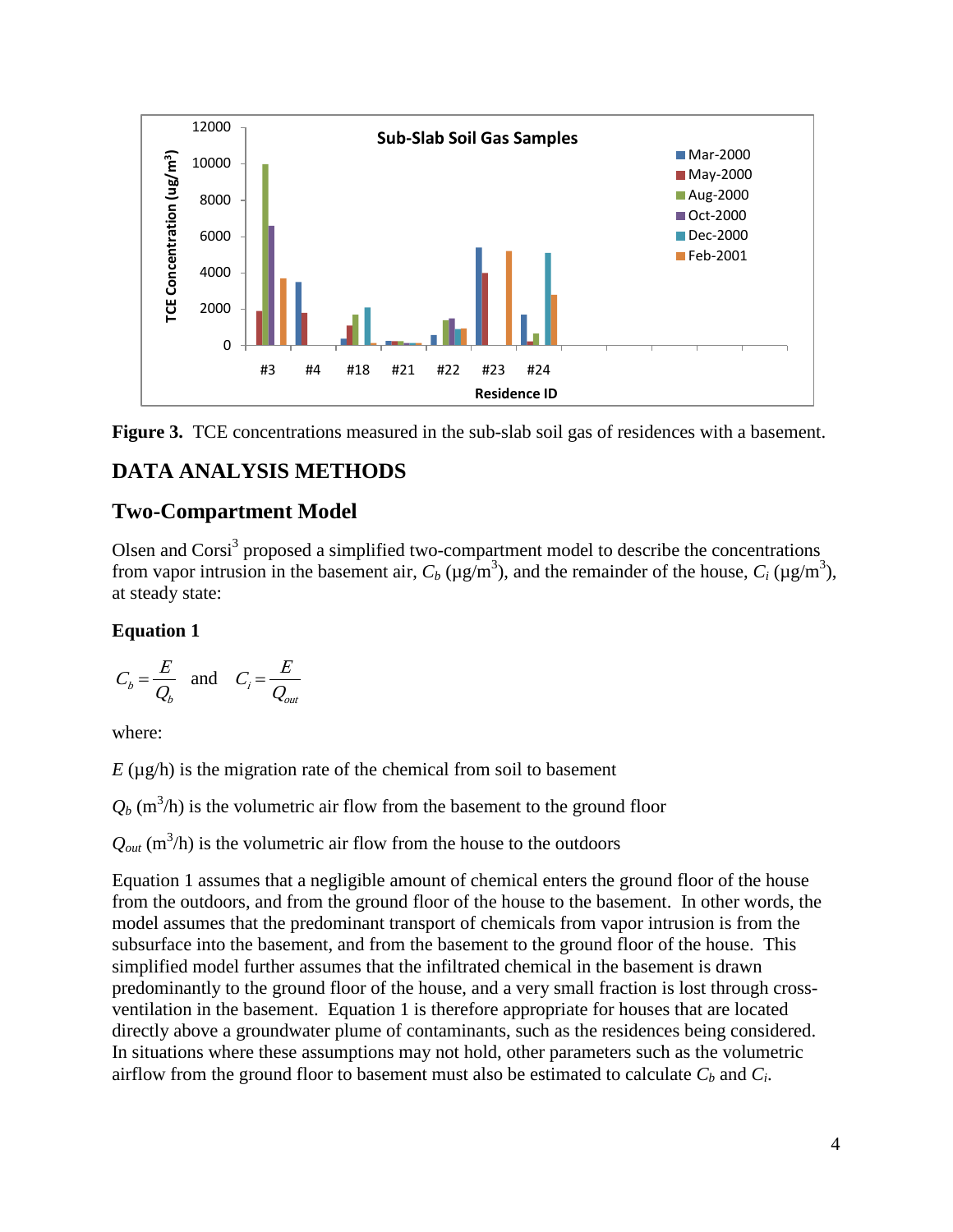**Figure 3.** TCE concentrations measured in the sub-slab soil gas of residences with a basement.

## DATA ANALYSIS METHODS

### Two-Compartment Model

Olsen and Corsi[3] proposed a simplified two-compartment model to describe the concentrations from vapor intrusion in the basement air, $C_b$ (µg/m$^3$), and the remainder of the house, $C_i$ (µg/m$^3$), at steady state:

**Equation 1**

$$C_b = \frac{E}{Q_b} \quad \text{and} \quad C_i = \frac{E}{Q_{out}}$$

where:

$E$ (µg/h) is the migration rate of the chemical from soil to basement

$Q_b$ (m$^3$/h) is the volumetric air flow from the basement to the ground floor

$Q_{out}$ (m$^3$/h) is the volumetric air flow from the house to the outdoors

Equation 1 assumes that a negligible amount of chemical enters the ground floor of the house from the outdoors, and from the ground floor of the house to the basement. In other words, the model assumes that the predominant transport of chemicals from vapor intrusion is from the subsurface into the basement, and from the basement to the ground floor of the house. This simplified model further assumes that the infiltrated chemical in the basement is drawn predominantly to the ground floor of the house, and a very small fraction is lost through cross-ventilation in the basement. Equation 1 is therefore appropriate for houses that are located directly above a groundwater plume of contaminants, such as the residences being considered. In situations where these assumptions may not hold, other parameters such as the volumetric airflow from the ground floor to basement must also be estimated to calculate $C_b$ and $C_i$.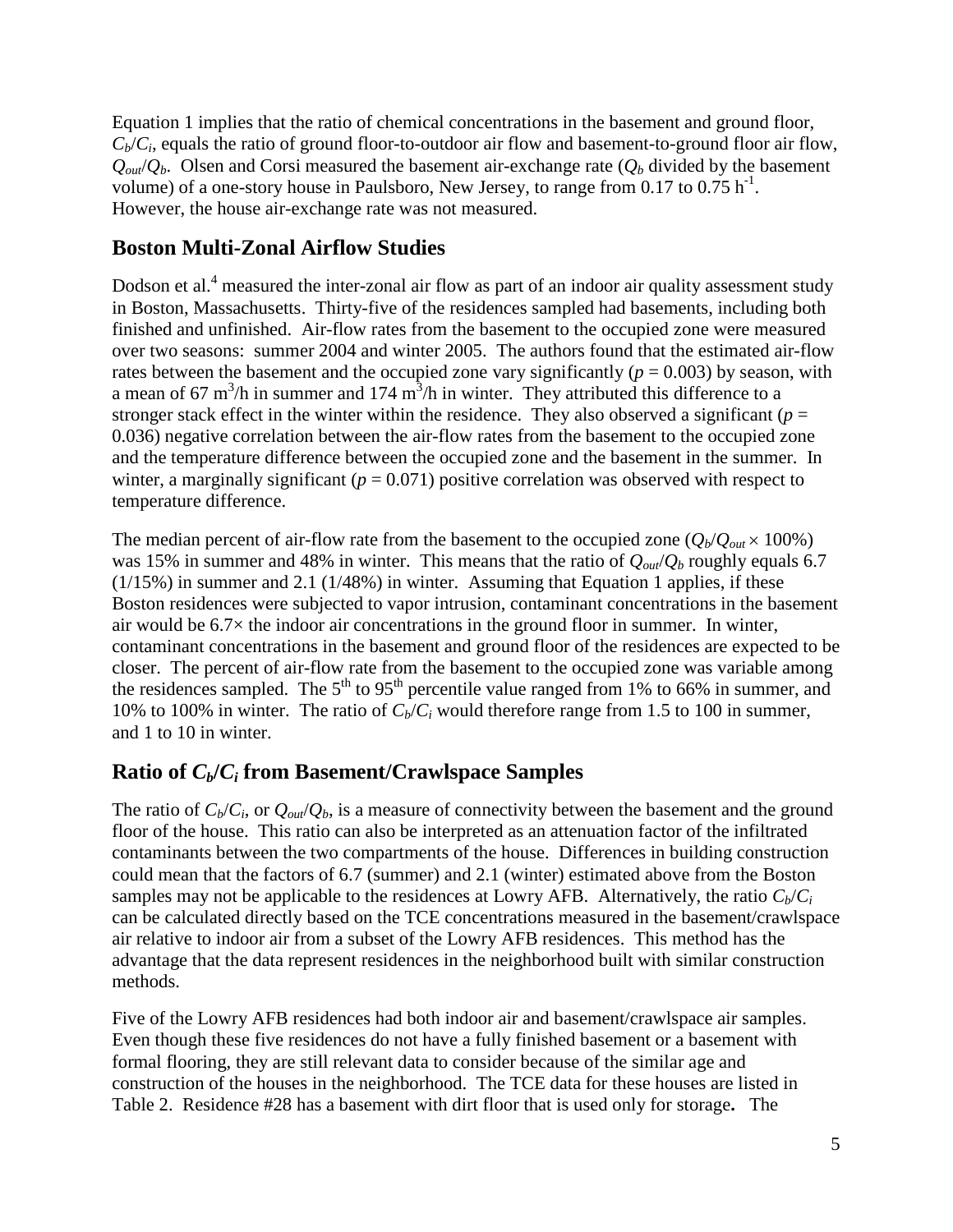Equation 1 implies that the ratio of chemical concentrations in the basement and ground floor, $C_b/C_i$, equals the ratio of ground floor-to-outdoor air flow and basement-to-ground floor air flow, $Q_{out}/Q_b$. Olsen and Corsi measured the basement air-exchange rate ($Q_b$ divided by the basement volume) of a one-story house in Paulsboro, New Jersey, to range from 0.17 to 0.75 $h^{-1}$. However, the house air-exchange rate was not measured.

## Boston Multi-Zonal Airflow Studies

Dodson et al.[4] measured the inter-zonal air flow as part of an indoor air quality assessment study in Boston, Massachusetts. Thirty-five of the residences sampled had basements, including both finished and unfinished. Air-flow rates from the basement to the occupied zone were measured over two seasons: summer 2004 and winter 2005. The authors found that the estimated air-flow rates between the basement and the occupied zone vary significantly ($p = 0.003$) by season, with a mean of 67 $m^3$/h in summer and 174 $m^3$/h in winter. They attributed this difference to a stronger stack effect in the winter within the residence. They also observed a significant ($p = 0.036$) negative correlation between the air-flow rates from the basement to the occupied zone and the temperature difference between the occupied zone and the basement in the summer. In winter, a marginally significant ($p = 0.071$) positive correlation was observed with respect to temperature difference.

The median percent of air-flow rate from the basement to the occupied zone ($Q_b/Q_{out} \times 100\%$) was 15% in summer and 48% in winter. This means that the ratio of $Q_{out}/Q_b$ roughly equals 6.7 (1/15%) in summer and 2.1 (1/48%) in winter. Assuming that Equation 1 applies, if these Boston residences were subjected to vapor intrusion, contaminant concentrations in the basement air would be 6.7× the indoor air concentrations in the ground floor in summer. In winter, contaminant concentrations in the basement and ground floor of the residences are expected to be closer. The percent of air-flow rate from the basement to the occupied zone was variable among the residences sampled. The 5th to 95th percentile value ranged from 1% to 66% in summer, and 10% to 100% in winter. The ratio of $C_b/C_i$ would therefore range from 1.5 to 100 in summer, and 1 to 10 in winter.

## Ratio of $C_b/C_i$ from Basement/Crawlspace Samples

The ratio of $C_b/C_i$, or $Q_{out}/Q_b$, is a measure of connectivity between the basement and the ground floor of the house. This ratio can also be interpreted as an attenuation factor of the infiltrated contaminants between the two compartments of the house. Differences in building construction could mean that the factors of 6.7 (summer) and 2.1 (winter) estimated above from the Boston samples may not be applicable to the residences at Lowry AFB. Alternatively, the ratio $C_b/C_i$ can be calculated directly based on the TCE concentrations measured in the basement/crawlspace air relative to indoor air from a subset of the Lowry AFB residences. This method has the advantage that the data represent residences in the neighborhood built with similar construction methods.

Five of the Lowry AFB residences had both indoor air and basement/crawlspace air samples. Even though these five residences do not have a fully finished basement or a basement with formal flooring, they are still relevant data to consider because of the similar age and construction of the houses in the neighborhood. The TCE data for these houses are listed in Table 2. Residence #28 has a basement with dirt floor that is used only for storage**.** The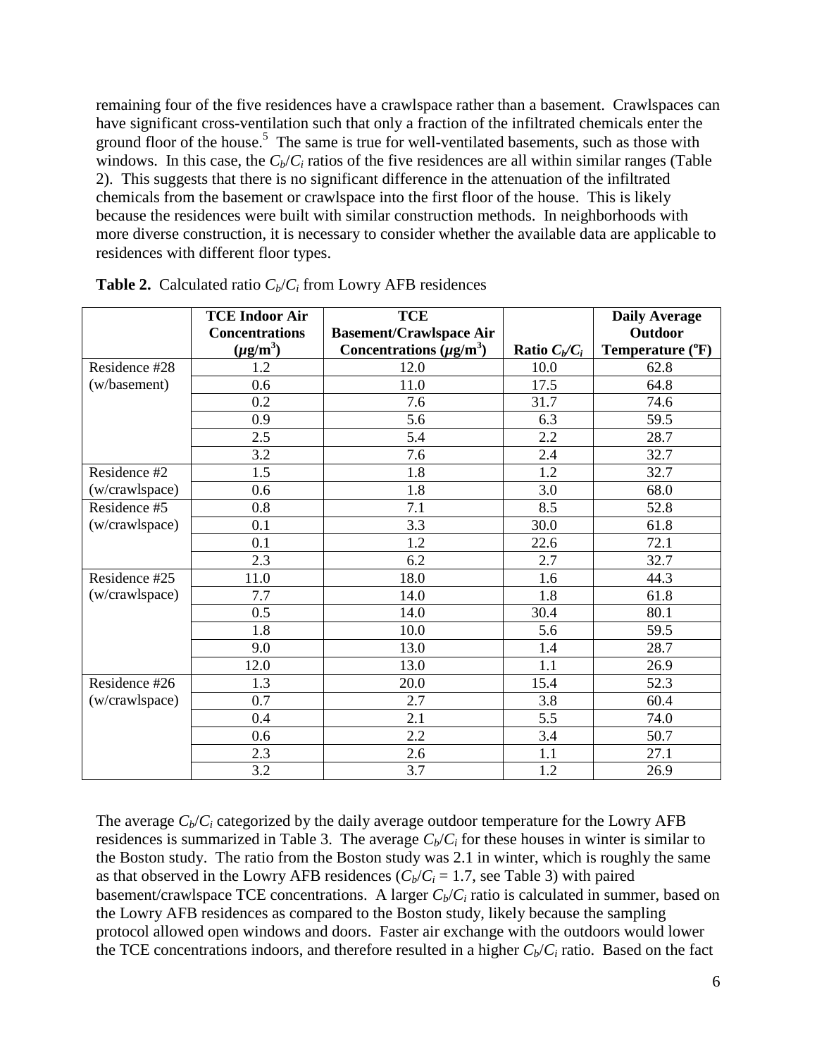remaining four of the five residences have a crawlspace rather than a basement. Crawlspaces can have significant cross-ventilation such that only a fraction of the infiltrated chemicals enter the ground floor of the house.[5] The same is true for well-ventilated basements, such as those with windows. In this case, the $C_b/C_i$ ratios of the five residences are all within similar ranges (Table 2). This suggests that there is no significant difference in the attenuation of the infiltrated chemicals from the basement or crawlspace into the first floor of the house. This is likely because the residences were built with similar construction methods. In neighborhoods with more diverse construction, it is necessary to consider whether the available data are applicable to residences with different floor types.

**Table 2.** Calculated ratio $C_b/C_i$ from Lowry AFB residences

| | **TCE Indoor Air Concentrations ($\mu g/m^3$)** | **TCE Basement/Crawlspace Air Concentrations ($\mu g/m^3$)** | **Ratio $C_b/C_i$** | **Daily Average Outdoor Temperature (°F)** |
|---|---|---|---|---|
| Residence #28 (w/basement) | 1.2 | 12.0 | 10.0 | 62.8 |
| | 0.6 | 11.0 | 17.5 | 64.8 |
| | 0.2 | 7.6 | 31.7 | 74.6 |
| | 0.9 | 5.6 | 6.3 | 59.5 |
| | 2.5 | 5.4 | 2.2 | 28.7 |
| | 3.2 | 7.6 | 2.4 | 32.7 |
| Residence #2 (w/crawlspace) | 1.5 | 1.8 | 1.2 | 32.7 |
| | 0.6 | 1.8 | 3.0 | 68.0 |
| Residence #5 (w/crawlspace) | 0.8 | 7.1 | 8.5 | 52.8 |
| | 0.1 | 3.3 | 30.0 | 61.8 |
| | 0.1 | 1.2 | 22.6 | 72.1 |
| | 2.3 | 6.2 | 2.7 | 32.7 |
| Residence #25 (w/crawlspace) | 11.0 | 18.0 | 1.6 | 44.3 |
| | 7.7 | 14.0 | 1.8 | 61.8 |
| | 0.5 | 14.0 | 30.4 | 80.1 |
| | 1.8 | 10.0 | 5.6 | 59.5 |
| | 9.0 | 13.0 | 1.4 | 28.7 |
| | 12.0 | 13.0 | 1.1 | 26.9 |
| Residence #26 (w/crawlspace) | 1.3 | 20.0 | 15.4 | 52.3 |
| | 0.7 | 2.7 | 3.8 | 60.4 |
| | 0.4 | 2.1 | 5.5 | 74.0 |
| | 0.6 | 2.2 | 3.4 | 50.7 |
| | 2.3 | 2.6 | 1.1 | 27.1 |
| | 3.2 | 3.7 | 1.2 | 26.9 |

The average $C_b/C_i$ categorized by the daily average outdoor temperature for the Lowry AFB residences is summarized in Table 3. The average $C_b/C_i$ for these houses in winter is similar to the Boston study. The ratio from the Boston study was 2.1 in winter, which is roughly the same as that observed in the Lowry AFB residences ($C_b/C_i = 1.7$, see Table 3) with paired basement/crawlspace TCE concentrations. A larger $C_b/C_i$ ratio is calculated in summer, based on the Lowry AFB residences as compared to the Boston study, likely because the sampling protocol allowed open windows and doors. Faster air exchange with the outdoors would lower the TCE concentrations indoors, and therefore resulted in a higher $C_b/C_i$ ratio. Based on the fact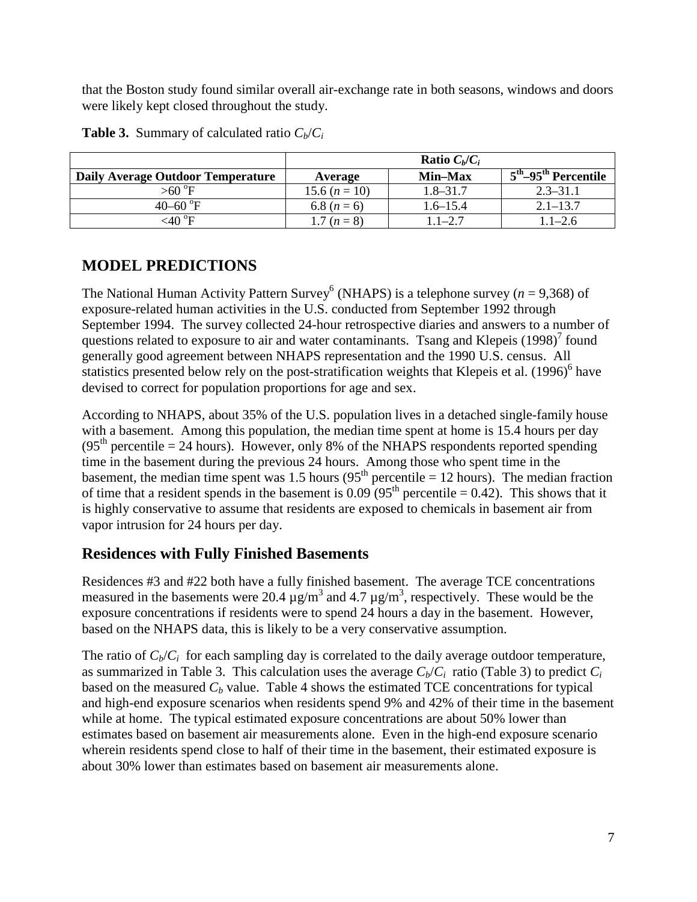that the Boston study found similar overall air-exchange rate in both seasons, windows and doors were likely kept closed throughout the study.

**Table 3.** Summary of calculated ratio $C_b/C_i$

| | Ratio $C_b/C_i$ | | |
|---|---|---|---|
| **Daily Average Outdoor Temperature** | **Average** | **Min–Max** | **5th–95th Percentile** |
| >60 °F | 15.6 ($n$ = 10) | 1.8–31.7 | 2.3–31.1 |
| 40–60 °F | 6.8 ($n$ = 6) | 1.6–15.4 | 2.1–13.7 |
| <40 °F | 1.7 ($n$ = 8) | 1.1–2.7 | 1.1–2.6 |

## MODEL PREDICTIONS

The National Human Activity Pattern Survey[6] (NHAPS) is a telephone survey ($n$ = 9,368) of exposure-related human activities in the U.S. conducted from September 1992 through September 1994. The survey collected 24-hour retrospective diaries and answers to a number of questions related to exposure to air and water contaminants. Tsang and Klepeis (1998)[7] found generally good agreement between NHAPS representation and the 1990 U.S. census. All statistics presented below rely on the post-stratification weights that Klepeis et al. (1996)[6] have devised to correct for population proportions for age and sex.

According to NHAPS, about 35% of the U.S. population lives in a detached single-family house with a basement. Among this population, the median time spent at home is 15.4 hours per day (95th percentile = 24 hours). However, only 8% of the NHAPS respondents reported spending time in the basement during the previous 24 hours. Among those who spent time in the basement, the median time spent was 1.5 hours (95th percentile = 12 hours). The median fraction of time that a resident spends in the basement is 0.09 (95th percentile = 0.42). This shows that it is highly conservative to assume that residents are exposed to chemicals in basement air from vapor intrusion for 24 hours per day.

### Residences with Fully Finished Basements

Residences #3 and #22 both have a fully finished basement. The average TCE concentrations measured in the basements were 20.4 µg/m$^3$ and 4.7 µg/m$^3$, respectively. These would be the exposure concentrations if residents were to spend 24 hours a day in the basement. However, based on the NHAPS data, this is likely to be a very conservative assumption.

The ratio of $C_b/C_i$ for each sampling day is correlated to the daily average outdoor temperature, as summarized in Table 3. This calculation uses the average $C_b/C_i$ ratio (Table 3) to predict $C_i$ based on the measured $C_b$ value. Table 4 shows the estimated TCE concentrations for typical and high-end exposure scenarios when residents spend 9% and 42% of their time in the basement while at home. The typical estimated exposure concentrations are about 50% lower than estimates based on basement air measurements alone. Even in the high-end exposure scenario wherein residents spend close to half of their time in the basement, their estimated exposure is about 30% lower than estimates based on basement air measurements alone.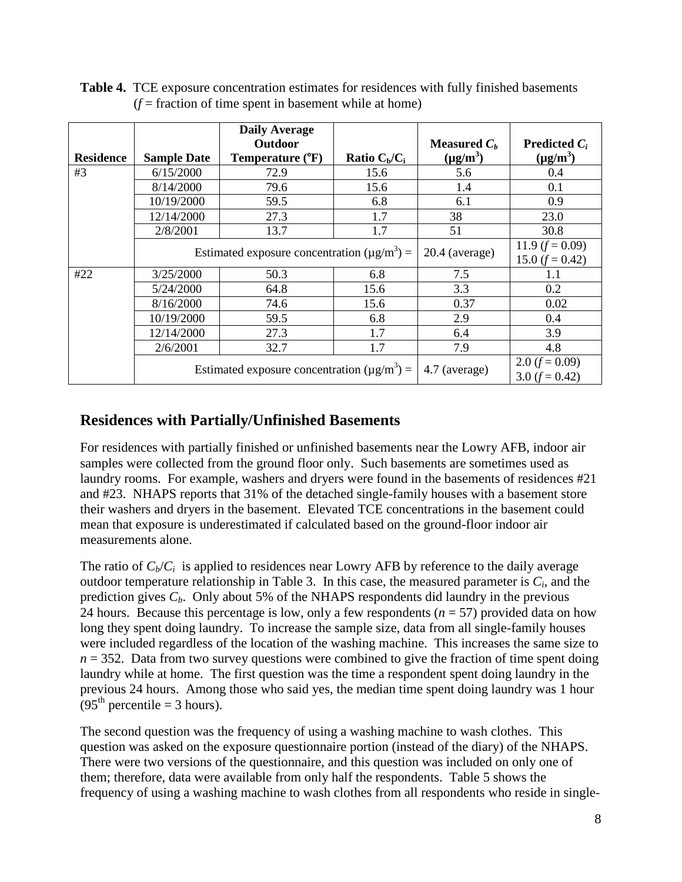**Table 4.** TCE exposure concentration estimates for residences with fully finished basements ($f$ = fraction of time spent in basement while at home)

| Residence | Sample Date | Daily Average Outdoor Temperature (°F) | Ratio $C_b/C_i$ | Measured $C_b$ (μg/m$^3$) | Predicted $C_i$ (μg/m$^3$) |
|---|---|---|---|---|---|
| #3 | 6/15/2000 | 72.9 | 15.6 | 5.6 | 0.4 |
| | 8/14/2000 | 79.6 | 15.6 | 1.4 | 0.1 |
| | 10/19/2000 | 59.5 | 6.8 | 6.1 | 0.9 |
| | 12/14/2000 | 27.3 | 1.7 | 38 | 23.0 |
| | 2/8/2001 | 13.7 | 1.7 | 51 | 30.8 |
| | Estimated exposure concentration (μg/m$^3$) = | | | 20.4 (average) | 11.9 ($f$ = 0.09) 15.0 ($f$ = 0.42) |
| #22 | 3/25/2000 | 50.3 | 6.8 | 7.5 | 1.1 |
| | 5/24/2000 | 64.8 | 15.6 | 3.3 | 0.2 |
| | 8/16/2000 | 74.6 | 15.6 | 0.37 | 0.02 |
| | 10/19/2000 | 59.5 | 6.8 | 2.9 | 0.4 |
| | 12/14/2000 | 27.3 | 1.7 | 6.4 | 3.9 |
| | 2/6/2001 | 32.7 | 1.7 | 7.9 | 4.8 |
| | Estimated exposure concentration (μg/m$^3$) = | | | 4.7 (average) | 2.0 ($f$ = 0.09) 3.0 ($f$ = 0.42) |

## Residences with Partially/Unfinished Basements

For residences with partially finished or unfinished basements near the Lowry AFB, indoor air samples were collected from the ground floor only. Such basements are sometimes used as laundry rooms. For example, washers and dryers were found in the basements of residences #21 and #23. NHAPS reports that 31% of the detached single-family houses with a basement store their washers and dryers in the basement. Elevated TCE concentrations in the basement could mean that exposure is underestimated if calculated based on the ground-floor indoor air measurements alone.

The ratio of $C_b/C_i$ is applied to residences near Lowry AFB by reference to the daily average outdoor temperature relationship in Table 3. In this case, the measured parameter is $C_i$, and the prediction gives $C_b$. Only about 5% of the NHAPS respondents did laundry in the previous 24 hours. Because this percentage is low, only a few respondents ($n = 57$) provided data on how long they spent doing laundry. To increase the sample size, data from all single-family houses were included regardless of the location of the washing machine. This increases the same size to $n = 352$. Data from two survey questions were combined to give the fraction of time spent doing laundry while at home. The first question was the time a respondent spent doing laundry in the previous 24 hours. Among those who said yes, the median time spent doing laundry was 1 hour (95$^{th}$ percentile = 3 hours).

The second question was the frequency of using a washing machine to wash clothes. This question was asked on the exposure questionnaire portion (instead of the diary) of the NHAPS. There were two versions of the questionnaire, and this question was included on only one of them; therefore, data were available from only half the respondents. Table 5 shows the frequency of using a washing machine to wash clothes from all respondents who reside in single-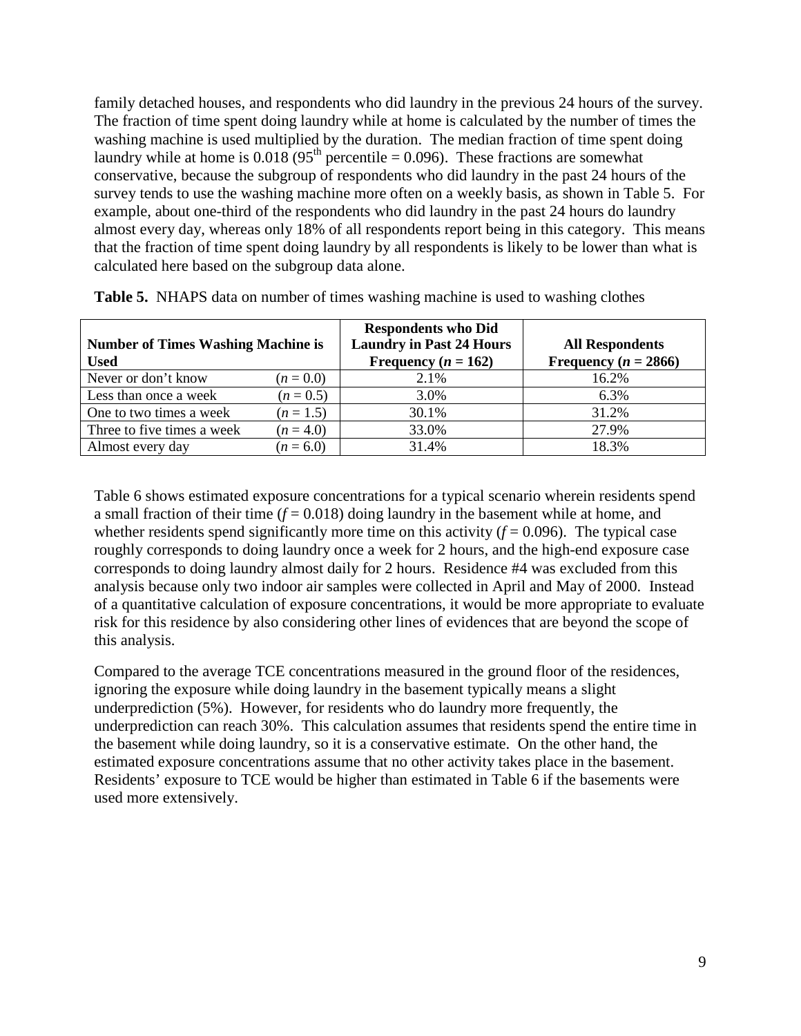family detached houses, and respondents who did laundry in the previous 24 hours of the survey. The fraction of time spent doing laundry while at home is calculated by the number of times the washing machine is used multiplied by the duration. The median fraction of time spent doing laundry while at home is 0.018 (95$^{th}$ percentile = 0.096). These fractions are somewhat conservative, because the subgroup of respondents who did laundry in the past 24 hours of the survey tends to use the washing machine more often on a weekly basis, as shown in Table 5. For example, about one-third of the respondents who did laundry in the past 24 hours do laundry almost every day, whereas only 18% of all respondents report being in this category. This means that the fraction of time spent doing laundry by all respondents is likely to be lower than what is calculated here based on the subgroup data alone.

**Table 5.** NHAPS data on number of times washing machine is used to washing clothes

| Number of Times Washing Machine is Used | | Respondents who Did Laundry in Past 24 Hours Frequency ($n$ = 162) | All Respondents Frequency ($n$ = 2866) |
|---|---|---|---|
| Never or don't know | ($n$ = 0.0) | 2.1% | 16.2% |
| Less than once a week | ($n$ = 0.5) | 3.0% | 6.3% |
| One to two times a week | ($n$ = 1.5) | 30.1% | 31.2% |
| Three to five times a week | ($n$ = 4.0) | 33.0% | 27.9% |
| Almost every day | ($n$ = 6.0) | 31.4% | 18.3% |

Table 6 shows estimated exposure concentrations for a typical scenario wherein residents spend a small fraction of their time ($f$ = 0.018) doing laundry in the basement while at home, and whether residents spend significantly more time on this activity ($f$ = 0.096). The typical case roughly corresponds to doing laundry once a week for 2 hours, and the high-end exposure case corresponds to doing laundry almost daily for 2 hours. Residence #4 was excluded from this analysis because only two indoor air samples were collected in April and May of 2000. Instead of a quantitative calculation of exposure concentrations, it would be more appropriate to evaluate risk for this residence by also considering other lines of evidences that are beyond the scope of this analysis.

Compared to the average TCE concentrations measured in the ground floor of the residences, ignoring the exposure while doing laundry in the basement typically means a slight underprediction (5%). However, for residents who do laundry more frequently, the underprediction can reach 30%. This calculation assumes that residents spend the entire time in the basement while doing laundry, so it is a conservative estimate. On the other hand, the estimated exposure concentrations assume that no other activity takes place in the basement. Residents' exposure to TCE would be higher than estimated in Table 6 if the basements were used more extensively.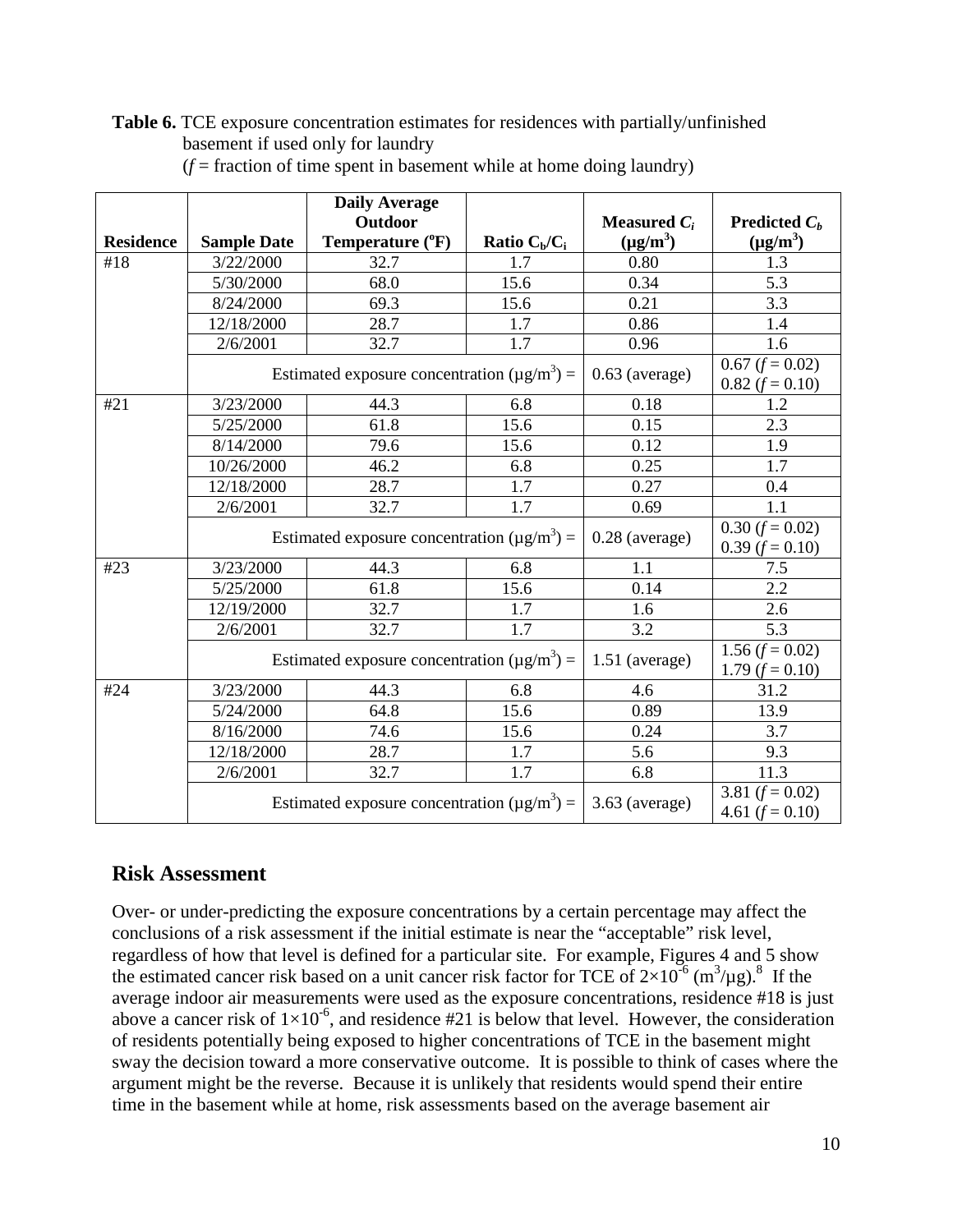**Table 6.** TCE exposure concentration estimates for residences with partially/unfinished basement if used only for laundry
($f$ = fraction of time spent in basement while at home doing laundry)

| Residence | Sample Date | Daily Average Outdoor Temperature (°F) | Ratio $C_b/C_i$ | Measured $C_i$ (μg/m$^3$) | Predicted $C_b$ (μg/m$^3$) |
|---|---|---|---|---|---|
| #18 | 3/22/2000 | 32.7 | 1.7 | 0.80 | 1.3 |
| | 5/30/2000 | 68.0 | 15.6 | 0.34 | 5.3 |
| | 8/24/2000 | 69.3 | 15.6 | 0.21 | 3.3 |
| | 12/18/2000 | 28.7 | 1.7 | 0.86 | 1.4 |
| | 2/6/2001 | 32.7 | 1.7 | 0.96 | 1.6 |
| | Estimated exposure concentration (μg/m$^3$) = | | | 0.63 (average) | 0.67 ($f$ = 0.02)<br>0.82 ($f$ = 0.10) |
| #21 | 3/23/2000 | 44.3 | 6.8 | 0.18 | 1.2 |
| | 5/25/2000 | 61.8 | 15.6 | 0.15 | 2.3 |
| | 8/14/2000 | 79.6 | 15.6 | 0.12 | 1.9 |
| | 10/26/2000 | 46.2 | 6.8 | 0.25 | 1.7 |
| | 12/18/2000 | 28.7 | 1.7 | 0.27 | 0.4 |
| | 2/6/2001 | 32.7 | 1.7 | 0.69 | 1.1 |
| | Estimated exposure concentration (μg/m$^3$) = | | | 0.28 (average) | 0.30 ($f$ = 0.02)<br>0.39 ($f$ = 0.10) |
| #23 | 3/23/2000 | 44.3 | 6.8 | 1.1 | 7.5 |
| | 5/25/2000 | 61.8 | 15.6 | 0.14 | 2.2 |
| | 12/19/2000 | 32.7 | 1.7 | 1.6 | 2.6 |
| | 2/6/2001 | 32.7 | 1.7 | 3.2 | 5.3 |
| | Estimated exposure concentration (μg/m$^3$) = | | | 1.51 (average) | 1.56 ($f$ = 0.02)<br>1.79 ($f$ = 0.10) |
| #24 | 3/23/2000 | 44.3 | 6.8 | 4.6 | 31.2 |
| | 5/24/2000 | 64.8 | 15.6 | 0.89 | 13.9 |
| | 8/16/2000 | 74.6 | 15.6 | 0.24 | 3.7 |
| | 12/18/2000 | 28.7 | 1.7 | 5.6 | 9.3 |
| | 2/6/2001 | 32.7 | 1.7 | 6.8 | 11.3 |
| | Estimated exposure concentration (μg/m$^3$) = | | | 3.63 (average) | 3.81 ($f$ = 0.02)<br>4.61 ($f$ = 0.10) |

## Risk Assessment

Over- or under-predicting the exposure concentrations by a certain percentage may affect the conclusions of a risk assessment if the initial estimate is near the "acceptable" risk level, regardless of how that level is defined for a particular site. For example, Figures 4 and 5 show the estimated cancer risk based on a unit cancer risk factor for TCE of $2\times10^{-6}$ (m$^3$/μg).[8] If the average indoor air measurements were used as the exposure concentrations, residence #18 is just above a cancer risk of $1\times10^{-6}$, and residence #21 is below that level. However, the consideration of residents potentially being exposed to higher concentrations of TCE in the basement might sway the decision toward a more conservative outcome. It is possible to think of cases where the argument might be the reverse. Because it is unlikely that residents would spend their entire time in the basement while at home, risk assessments based on the average basement air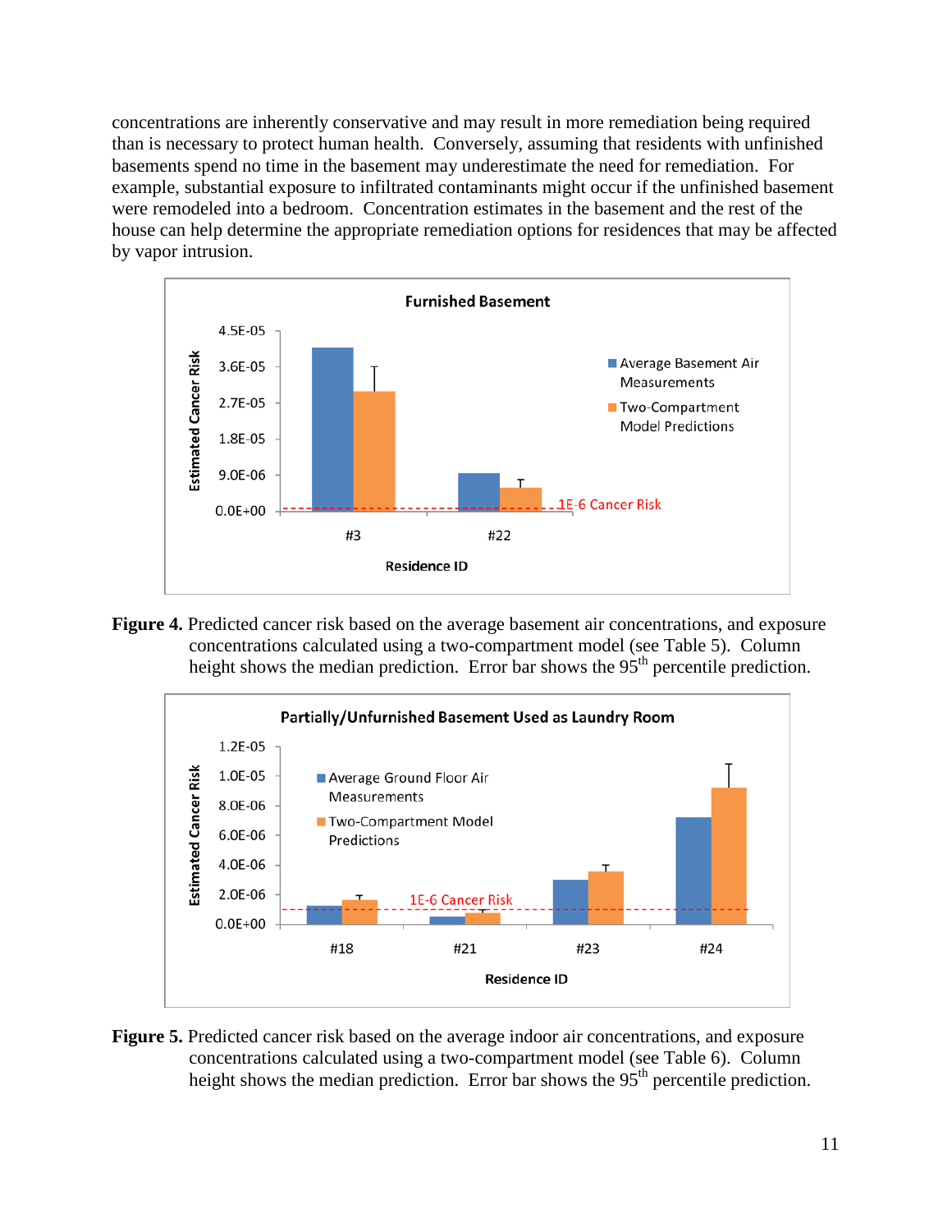concentrations are inherently conservative and may result in more remediation being required than is necessary to protect human health. Conversely, assuming that residents with unfinished basements spend no time in the basement may underestimate the need for remediation. For example, substantial exposure to infiltrated contaminants might occur if the unfinished basement were remodeled into a bedroom. Concentration estimates in the basement and the rest of the house can help determine the appropriate remediation options for residences that may be affected by vapor intrusion.

**Figure 4.** Predicted cancer risk based on the average basement air concentrations, and exposure concentrations calculated using a two-compartment model (see Table 5). Column height shows the median prediction. Error bar shows the 95th percentile prediction.

**Figure 5.** Predicted cancer risk based on the average indoor air concentrations, and exposure concentrations calculated using a two-compartment model (see Table 6). Column height shows the median prediction. Error bar shows the 95th percentile prediction.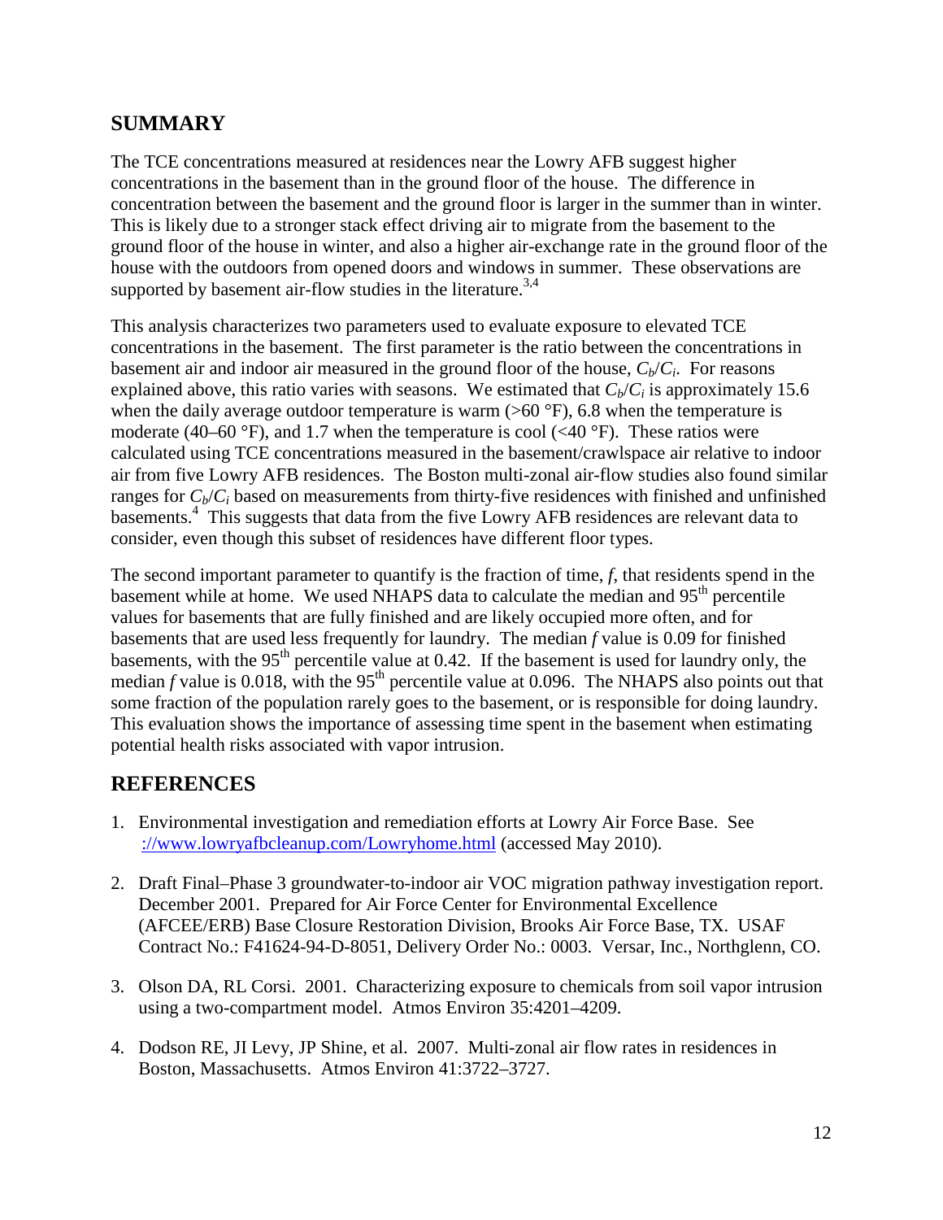## SUMMARY

The TCE concentrations measured at residences near the Lowry AFB suggest higher concentrations in the basement than in the ground floor of the house. The difference in concentration between the basement and the ground floor is larger in the summer than in winter. This is likely due to a stronger stack effect driving air to migrate from the basement to the ground floor of the house in winter, and also a higher air-exchange rate in the ground floor of the house with the outdoors from opened doors and windows in summer. These observations are supported by basement air-flow studies in the literature.[3,4]

This analysis characterizes two parameters used to evaluate exposure to elevated TCE concentrations in the basement. The first parameter is the ratio between the concentrations in basement air and indoor air measured in the ground floor of the house, $C_b/C_i$. For reasons explained above, this ratio varies with seasons. We estimated that $C_b/C_i$ is approximately 15.6 when the daily average outdoor temperature is warm (>60 °F), 6.8 when the temperature is moderate (40–60 °F), and 1.7 when the temperature is cool (<40 °F). These ratios were calculated using TCE concentrations measured in the basement/crawlspace air relative to indoor air from five Lowry AFB residences. The Boston multi-zonal air-flow studies also found similar ranges for $C_b/C_i$ based on measurements from thirty-five residences with finished and unfinished basements.[4] This suggests that data from the five Lowry AFB residences are relevant data to consider, even though this subset of residences have different floor types.

The second important parameter to quantify is the fraction of time, *f*, that residents spend in the basement while at home. We used NHAPS data to calculate the median and 95[th] percentile values for basements that are fully finished and are likely occupied more often, and for basements that are used less frequently for laundry. The median *f* value is 0.09 for finished basements, with the 95[th] percentile value at 0.42. If the basement is used for laundry only, the median *f* value is 0.018, with the 95[th] percentile value at 0.096. The NHAPS also points out that some fraction of the population rarely goes to the basement, or is responsible for doing laundry. This evaluation shows the importance of assessing time spent in the basement when estimating potential health risks associated with vapor intrusion.

## REFERENCES

1. Environmental investigation and remediation efforts at Lowry Air Force Base. See ://www.lowryafbcleanup.com/Lowryhome.html (accessed May 2010).
2. Draft Final–Phase 3 groundwater-to-indoor air VOC migration pathway investigation report. December 2001. Prepared for Air Force Center for Environmental Excellence (AFCEE/ERB) Base Closure Restoration Division, Brooks Air Force Base, TX. USAF Contract No.: F41624-94-D-8051, Delivery Order No.: 0003. Versar, Inc., Northglenn, CO.
3. Olson DA, RL Corsi. 2001. Characterizing exposure to chemicals from soil vapor intrusion using a two-compartment model. Atmos Environ 35:4201–4209.
4. Dodson RE, JI Levy, JP Shine, et al. 2007. Multi-zonal air flow rates in residences in Boston, Massachusetts. Atmos Environ 41:3722–3727.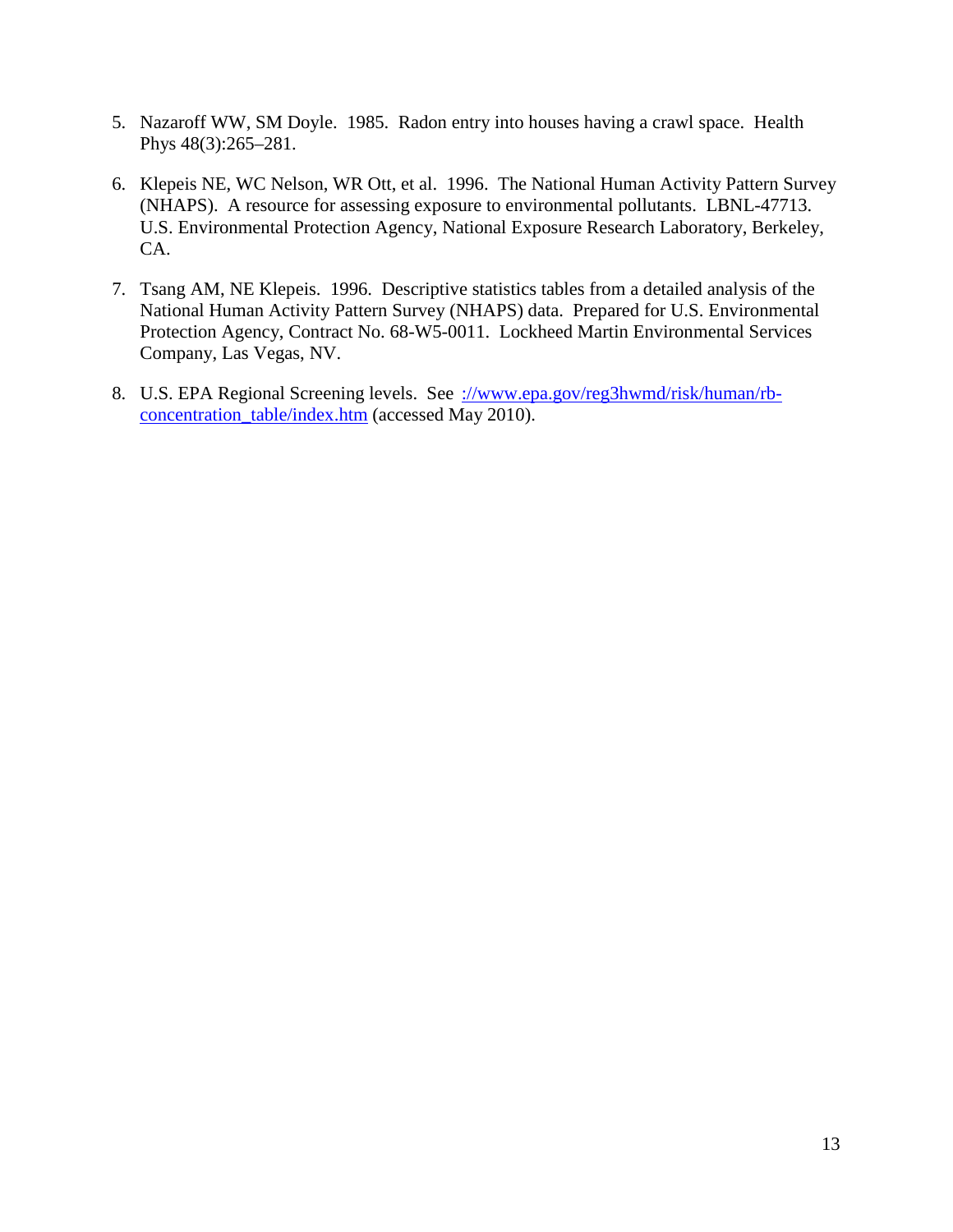5. Nazaroff WW, SM Doyle. 1985. Radon entry into houses having a crawl space. Health Phys 48(3):265–281.

6. Klepeis NE, WC Nelson, WR Ott, et al. 1996. The National Human Activity Pattern Survey (NHAPS). A resource for assessing exposure to environmental pollutants. LBNL-47713. U.S. Environmental Protection Agency, National Exposure Research Laboratory, Berkeley, CA.

7. Tsang AM, NE Klepeis. 1996. Descriptive statistics tables from a detailed analysis of the National Human Activity Pattern Survey (NHAPS) data. Prepared for U.S. Environmental Protection Agency, Contract No. 68-W5-0011. Lockheed Martin Environmental Services Company, Las Vegas, NV.

8. U.S. EPA Regional Screening levels. See [://www.epa.gov/reg3hwmd/risk/human/rb-concentration_table/index.htm](://www.epa.gov/reg3hwmd/risk/human/rb-concentration_table/index.htm) (accessed May 2010).